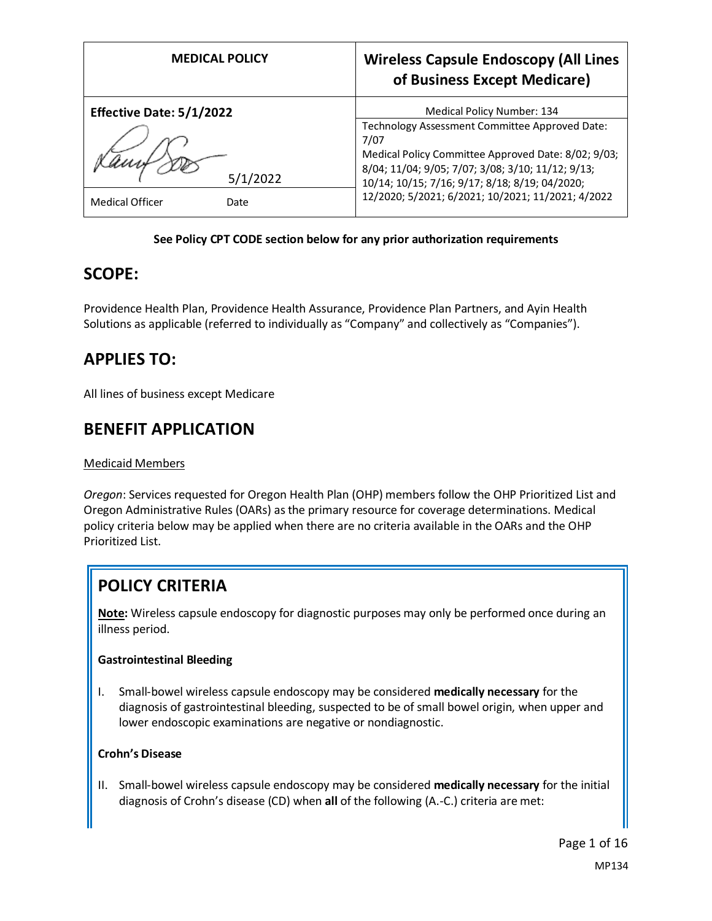| MEDICAL POLICY | Wireless Capsule Endoscopy (All Lines of Business Except Medicare) |
|---|---|
| **Effective Date: 5/1/2022** | Medical Policy Number: 134 |
| 5/1/2022 | Technology Assessment Committee Approved Date: 7/07<br>Medical Policy Committee Approved Date: 8/02; 9/03; 8/04; 11/04; 9/05; 7/07; 3/08; 3/10; 11/12; 9/13; 10/14; 10/15; 7/16; 9/17; 8/18; 8/19; 04/2020; 12/2020; 5/2021; 6/2021; 10/2021; 11/2021; 4/2022 |
| Medical Officer Date | |

**See Policy CPT CODE section below for any prior authorization requirements**

## SCOPE:

Providence Health Plan, Providence Health Assurance, Providence Plan Partners, and Ayin Health Solutions as applicable (referred to individually as "Company" and collectively as "Companies").

## APPLIES TO:

All lines of business except Medicare

## BENEFIT APPLICATION

Medicaid Members

*Oregon*: Services requested for Oregon Health Plan (OHP) members follow the OHP Prioritized List and Oregon Administrative Rules (OARs) as the primary resource for coverage determinations. Medical policy criteria below may be applied when there are no criteria available in the OARs and the OHP Prioritized List.

## POLICY CRITERIA

**Note:** Wireless capsule endoscopy for diagnostic purposes may only be performed once during an illness period.

**Gastrointestinal Bleeding**

I. Small-bowel wireless capsule endoscopy may be considered **medically necessary** for the diagnosis of gastrointestinal bleeding, suspected to be of small bowel origin, when upper and lower endoscopic examinations are negative or nondiagnostic.

**Crohn's Disease**

II. Small-bowel wireless capsule endoscopy may be considered **medically necessary** for the initial diagnosis of Crohn's disease (CD) when **all** of the following (A.-C.) criteria are met: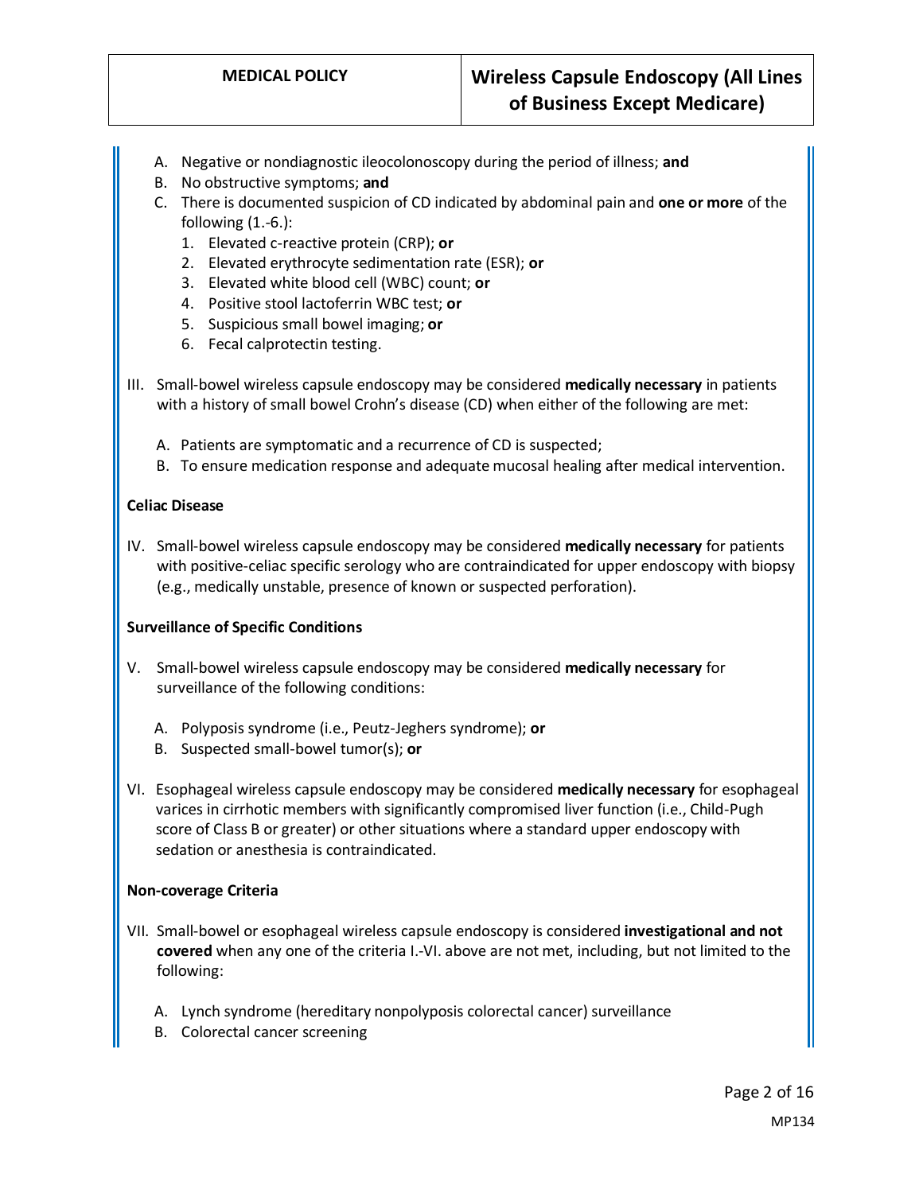A. Negative or nondiagnostic ileocolonoscopy during the period of illness; **and**
B. No obstructive symptoms; **and**
C. There is documented suspicion of CD indicated by abdominal pain and **one or more** of the following (1.-6.):
   1. Elevated c-reactive protein (CRP); **or**
   2. Elevated erythrocyte sedimentation rate (ESR); **or**
   3. Elevated white blood cell (WBC) count; **or**
   4. Positive stool lactoferrin WBC test; **or**
   5. Suspicious small bowel imaging; **or**
   6. Fecal calprotectin testing.

III. Small-bowel wireless capsule endoscopy may be considered **medically necessary** in patients with a history of small bowel Crohn's disease (CD) when either of the following are met:

   A. Patients are symptomatic and a recurrence of CD is suspected;
   B. To ensure medication response and adequate mucosal healing after medical intervention.

**Celiac Disease**

IV. Small-bowel wireless capsule endoscopy may be considered **medically necessary** for patients with positive-celiac specific serology who are contraindicated for upper endoscopy with biopsy (e.g., medically unstable, presence of known or suspected perforation).

**Surveillance of Specific Conditions**

V. Small-bowel wireless capsule endoscopy may be considered **medically necessary** for surveillance of the following conditions:

   A. Polyposis syndrome (i.e., Peutz-Jeghers syndrome); **or**
   B. Suspected small-bowel tumor(s); **or**

VI. Esophageal wireless capsule endoscopy may be considered **medically necessary** for esophageal varices in cirrhotic members with significantly compromised liver function (i.e., Child-Pugh score of Class B or greater) or other situations where a standard upper endoscopy with sedation or anesthesia is contraindicated.

**Non-coverage Criteria**

VII. Small-bowel or esophageal wireless capsule endoscopy is considered **investigational and not covered** when any one of the criteria I.-VI. above are not met, including, but not limited to the following:

   A. Lynch syndrome (hereditary nonpolyposis colorectal cancer) surveillance
   B. Colorectal cancer screening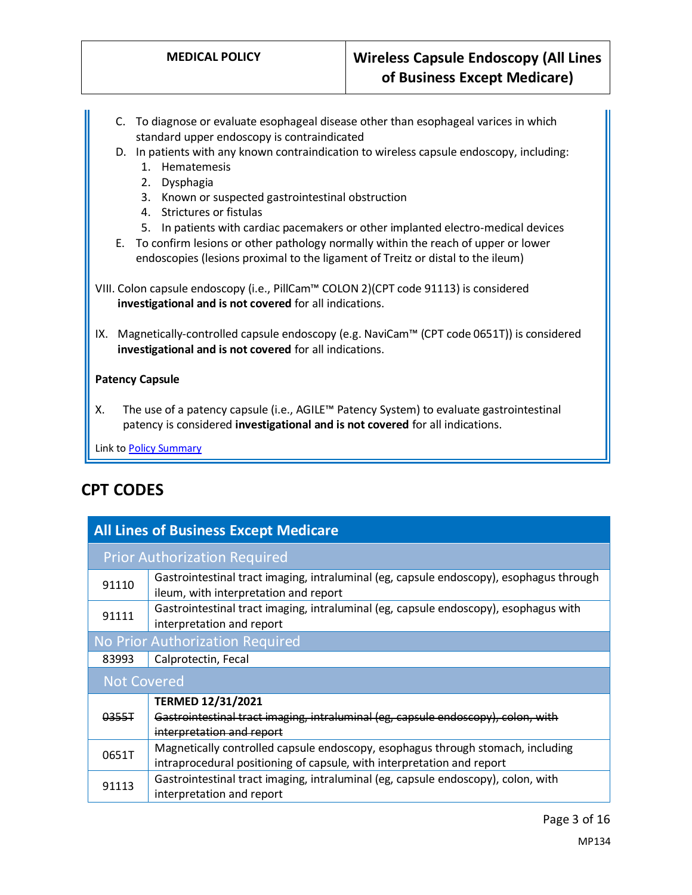C. To diagnose or evaluate esophageal disease other than esophageal varices in which standard upper endoscopy is contraindicated
D. In patients with any known contraindication to wireless capsule endoscopy, including:
   1. Hematemesis
   2. Dysphagia
   3. Known or suspected gastrointestinal obstruction
   4. Strictures or fistulas
   5. In patients with cardiac pacemakers or other implanted electro-medical devices
E. To confirm lesions or other pathology normally within the reach of upper or lower endoscopies (lesions proximal to the ligament of Treitz or distal to the ileum)

VIII. Colon capsule endoscopy (i.e., PillCam™ COLON 2)(CPT code 91113) is considered **investigational and is not covered** for all indications.

IX. Magnetically-controlled capsule endoscopy (e.g. NaviCam™ (CPT code 0651T)) is considered **investigational and is not covered** for all indications.

**Patency Capsule**

X. The use of a patency capsule (i.e., AGILE™ Patency System) to evaluate gastrointestinal patency is considered **investigational and is not covered** for all indications.

Link to Policy Summary

## CPT CODES

| All Lines of Business Except Medicare | |
|---|---|
| **Prior Authorization Required** | |
| 91110 | Gastrointestinal tract imaging, intraluminal (eg, capsule endoscopy), esophagus through ileum, with interpretation and report |
| 91111 | Gastrointestinal tract imaging, intraluminal (eg, capsule endoscopy), esophagus with interpretation and report |
| **No Prior Authorization Required** | |
| 83993 | Calprotectin, Fecal |
| **Not Covered** | |
| ~~0355T~~ | **TERMED 12/31/2021** ~~Gastrointestinal tract imaging, intraluminal (eg, capsule endoscopy), colon, with interpretation and report~~ |
| 0651T | Magnetically controlled capsule endoscopy, esophagus through stomach, including intraprocedural positioning of capsule, with interpretation and report |
| 91113 | Gastrointestinal tract imaging, intraluminal (eg, capsule endoscopy), colon, with interpretation and report |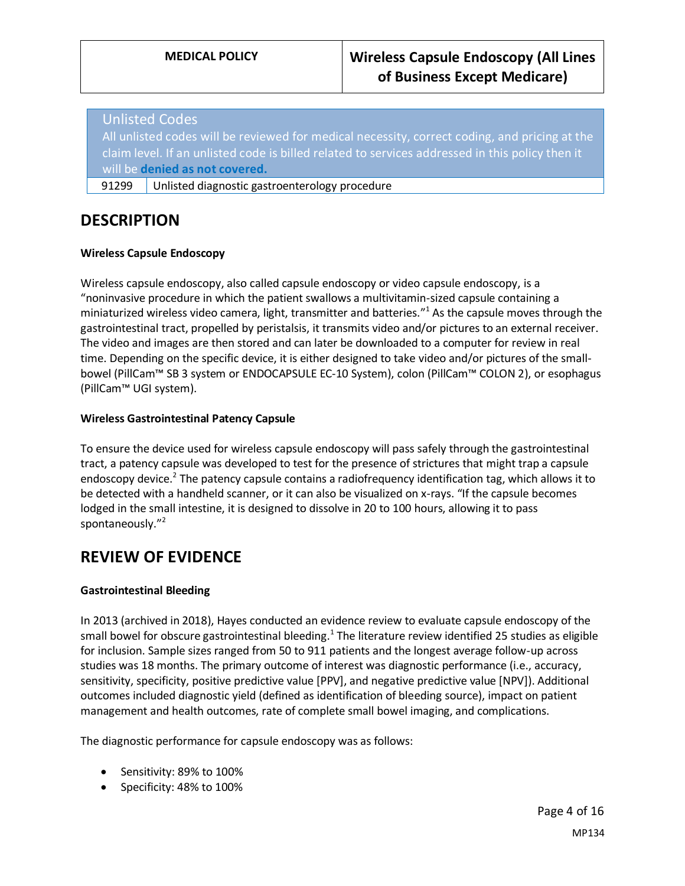| Unlisted Codes | |
|---|---|
| All unlisted codes will be reviewed for medical necessity, correct coding, and pricing at the claim level. If an unlisted code is billed related to services addressed in this policy then it will be **denied as not covered.** | |
| 91299 | Unlisted diagnostic gastroenterology procedure |

## DESCRIPTION

**Wireless Capsule Endoscopy**

Wireless capsule endoscopy, also called capsule endoscopy or video capsule endoscopy, is a "noninvasive procedure in which the patient swallows a multivitamin-sized capsule containing a miniaturized wireless video camera, light, transmitter and batteries."[1] As the capsule moves through the gastrointestinal tract, propelled by peristalsis, it transmits video and/or pictures to an external receiver. The video and images are then stored and can later be downloaded to a computer for review in real time. Depending on the specific device, it is either designed to take video and/or pictures of the small-bowel (PillCam™ SB 3 system or ENDOCAPSULE EC-10 System), colon (PillCam™ COLON 2), or esophagus (PillCam™ UGI system).

**Wireless Gastrointestinal Patency Capsule**

To ensure the device used for wireless capsule endoscopy will pass safely through the gastrointestinal tract, a patency capsule was developed to test for the presence of strictures that might trap a capsule endoscopy device.[2] The patency capsule contains a radiofrequency identification tag, which allows it to be detected with a handheld scanner, or it can also be visualized on x-rays. "If the capsule becomes lodged in the small intestine, it is designed to dissolve in 20 to 100 hours, allowing it to pass spontaneously."[2]

## REVIEW OF EVIDENCE

**Gastrointestinal Bleeding**

In 2013 (archived in 2018), Hayes conducted an evidence review to evaluate capsule endoscopy of the small bowel for obscure gastrointestinal bleeding.[1] The literature review identified 25 studies as eligible for inclusion. Sample sizes ranged from 50 to 911 patients and the longest average follow-up across studies was 18 months. The primary outcome of interest was diagnostic performance (i.e., accuracy, sensitivity, specificity, positive predictive value [PPV], and negative predictive value [NPV]). Additional outcomes included diagnostic yield (defined as identification of bleeding source), impact on patient management and health outcomes, rate of complete small bowel imaging, and complications.

The diagnostic performance for capsule endoscopy was as follows:

- Sensitivity: 89% to 100%
- Specificity: 48% to 100%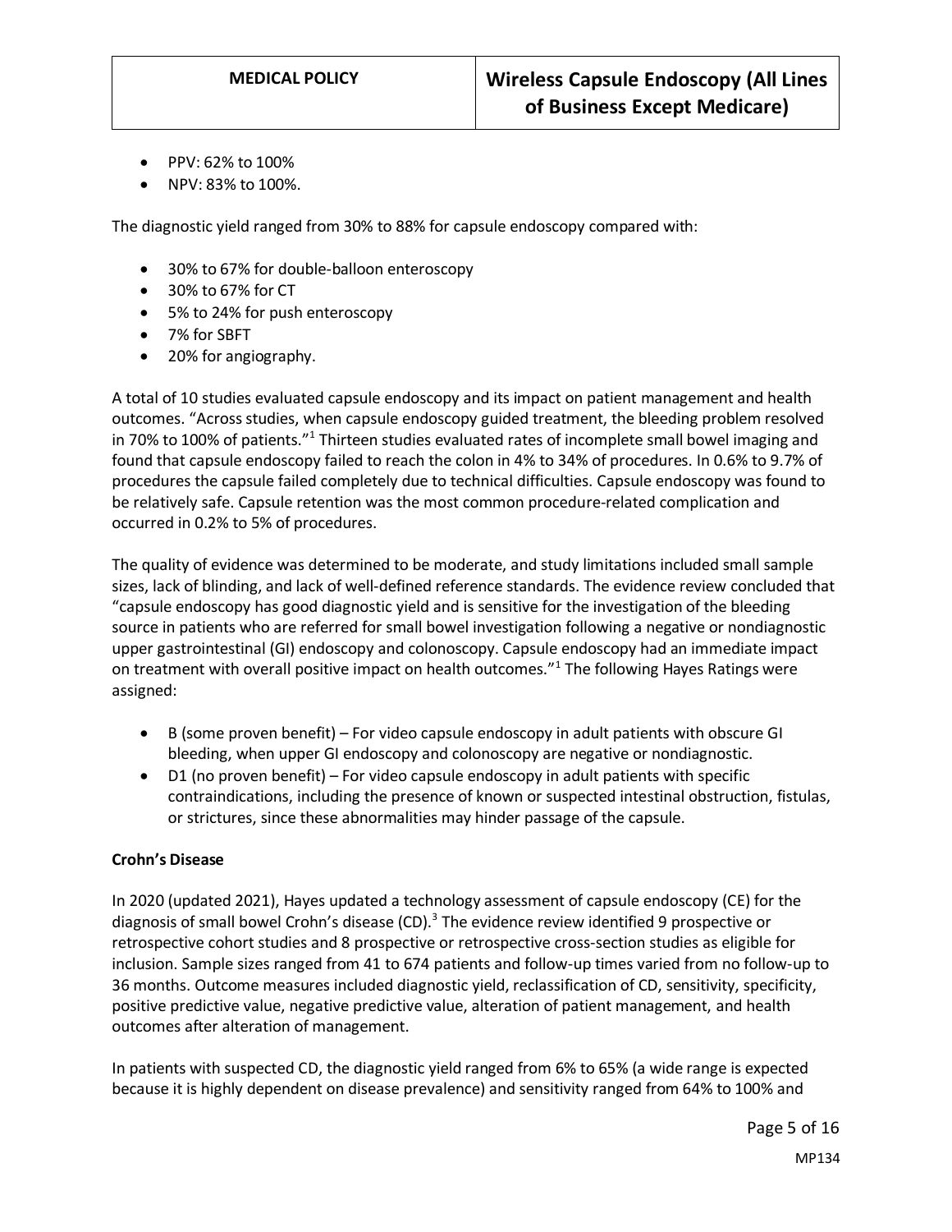- PPV: 62% to 100%
- NPV: 83% to 100%.

The diagnostic yield ranged from 30% to 88% for capsule endoscopy compared with:

- 30% to 67% for double-balloon enteroscopy
- 30% to 67% for CT
- 5% to 24% for push enteroscopy
- 7% for SBFT
- 20% for angiography.

A total of 10 studies evaluated capsule endoscopy and its impact on patient management and health outcomes. "Across studies, when capsule endoscopy guided treatment, the bleeding problem resolved in 70% to 100% of patients."[1] Thirteen studies evaluated rates of incomplete small bowel imaging and found that capsule endoscopy failed to reach the colon in 4% to 34% of procedures. In 0.6% to 9.7% of procedures the capsule failed completely due to technical difficulties. Capsule endoscopy was found to be relatively safe. Capsule retention was the most common procedure-related complication and occurred in 0.2% to 5% of procedures.

The quality of evidence was determined to be moderate, and study limitations included small sample sizes, lack of blinding, and lack of well-defined reference standards. The evidence review concluded that "capsule endoscopy has good diagnostic yield and is sensitive for the investigation of the bleeding source in patients who are referred for small bowel investigation following a negative or nondiagnostic upper gastrointestinal (GI) endoscopy and colonoscopy. Capsule endoscopy had an immediate impact on treatment with overall positive impact on health outcomes."[1] The following Hayes Ratings were assigned:

- B (some proven benefit) – For video capsule endoscopy in adult patients with obscure GI bleeding, when upper GI endoscopy and colonoscopy are negative or nondiagnostic.
- D1 (no proven benefit) – For video capsule endoscopy in adult patients with specific contraindications, including the presence of known or suspected intestinal obstruction, fistulas, or strictures, since these abnormalities may hinder passage of the capsule.

**Crohn's Disease**

In 2020 (updated 2021), Hayes updated a technology assessment of capsule endoscopy (CE) for the diagnosis of small bowel Crohn's disease (CD).[3] The evidence review identified 9 prospective or retrospective cohort studies and 8 prospective or retrospective cross-section studies as eligible for inclusion. Sample sizes ranged from 41 to 674 patients and follow-up times varied from no follow-up to 36 months. Outcome measures included diagnostic yield, reclassification of CD, sensitivity, specificity, positive predictive value, negative predictive value, alteration of patient management, and health outcomes after alteration of management.

In patients with suspected CD, the diagnostic yield ranged from 6% to 65% (a wide range is expected because it is highly dependent on disease prevalence) and sensitivity ranged from 64% to 100% and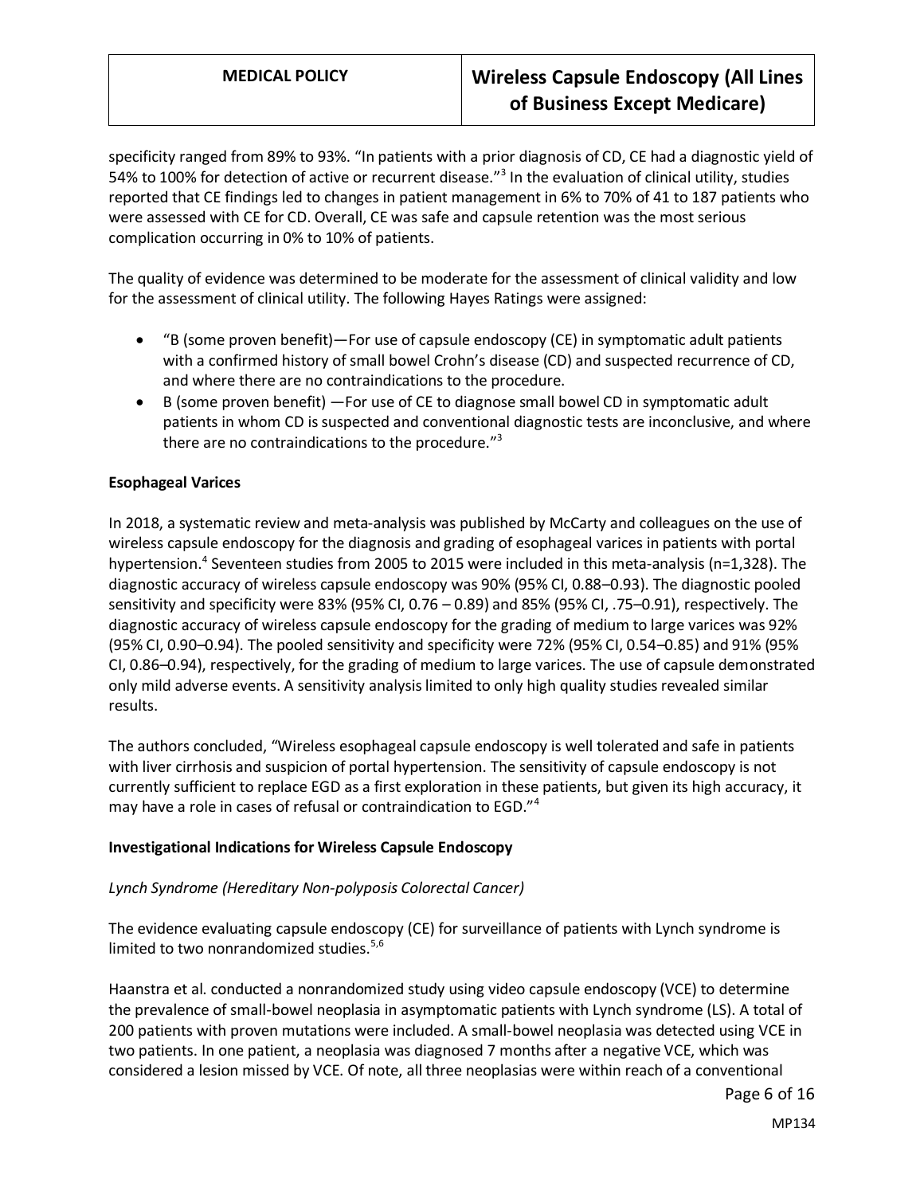specificity ranged from 89% to 93%. "In patients with a prior diagnosis of CD, CE had a diagnostic yield of 54% to 100% for detection of active or recurrent disease."[3] In the evaluation of clinical utility, studies reported that CE findings led to changes in patient management in 6% to 70% of 41 to 187 patients who were assessed with CE for CD. Overall, CE was safe and capsule retention was the most serious complication occurring in 0% to 10% of patients.

The quality of evidence was determined to be moderate for the assessment of clinical validity and low for the assessment of clinical utility. The following Hayes Ratings were assigned:

- "B (some proven benefit)—For use of capsule endoscopy (CE) in symptomatic adult patients with a confirmed history of small bowel Crohn's disease (CD) and suspected recurrence of CD, and where there are no contraindications to the procedure.
- B (some proven benefit) —For use of CE to diagnose small bowel CD in symptomatic adult patients in whom CD is suspected and conventional diagnostic tests are inconclusive, and where there are no contraindications to the procedure."[3]

**Esophageal Varices**

In 2018, a systematic review and meta-analysis was published by McCarty and colleagues on the use of wireless capsule endoscopy for the diagnosis and grading of esophageal varices in patients with portal hypertension.[4] Seventeen studies from 2005 to 2015 were included in this meta-analysis (n=1,328). The diagnostic accuracy of wireless capsule endoscopy was 90% (95% CI, 0.88–0.93). The diagnostic pooled sensitivity and specificity were 83% (95% CI, 0.76 – 0.89) and 85% (95% CI, .75–0.91), respectively. The diagnostic accuracy of wireless capsule endoscopy for the grading of medium to large varices was 92% (95% CI, 0.90–0.94). The pooled sensitivity and specificity were 72% (95% CI, 0.54–0.85) and 91% (95% CI, 0.86–0.94), respectively, for the grading of medium to large varices. The use of capsule demonstrated only mild adverse events. A sensitivity analysis limited to only high quality studies revealed similar results.

The authors concluded, "Wireless esophageal capsule endoscopy is well tolerated and safe in patients with liver cirrhosis and suspicion of portal hypertension. The sensitivity of capsule endoscopy is not currently sufficient to replace EGD as a first exploration in these patients, but given its high accuracy, it may have a role in cases of refusal or contraindication to EGD."[4]

**Investigational Indications for Wireless Capsule Endoscopy**

*Lynch Syndrome (Hereditary Non-polyposis Colorectal Cancer)*

The evidence evaluating capsule endoscopy (CE) for surveillance of patients with Lynch syndrome is limited to two nonrandomized studies.[5,6]

Haanstra et al. conducted a nonrandomized study using video capsule endoscopy (VCE) to determine the prevalence of small-bowel neoplasia in asymptomatic patients with Lynch syndrome (LS). A total of 200 patients with proven mutations were included. A small-bowel neoplasia was detected using VCE in two patients. In one patient, a neoplasia was diagnosed 7 months after a negative VCE, which was considered a lesion missed by VCE. Of note, all three neoplasias were within reach of a conventional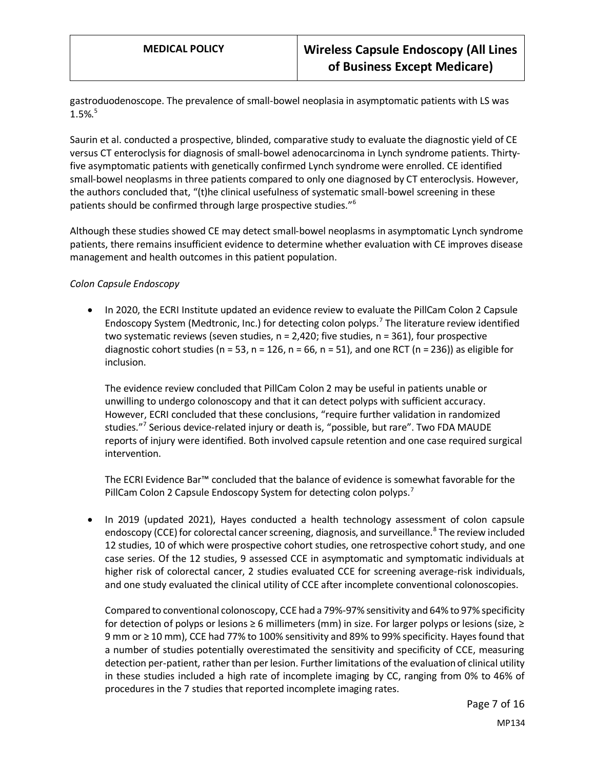gastroduodenoscope. The prevalence of small-bowel neoplasia in asymptomatic patients with LS was 1.5%.[5]

Saurin et al. conducted a prospective, blinded, comparative study to evaluate the diagnostic yield of CE versus CT enteroclysis for diagnosis of small-bowel adenocarcinoma in Lynch syndrome patients. Thirty-five asymptomatic patients with genetically confirmed Lynch syndrome were enrolled. CE identified small-bowel neoplasms in three patients compared to only one diagnosed by CT enteroclysis. However, the authors concluded that, "(t)he clinical usefulness of systematic small-bowel screening in these patients should be confirmed through large prospective studies."[6]

Although these studies showed CE may detect small-bowel neoplasms in asymptomatic Lynch syndrome patients, there remains insufficient evidence to determine whether evaluation with CE improves disease management and health outcomes in this patient population.

*Colon Capsule Endoscopy*

- In 2020, the ECRI Institute updated an evidence review to evaluate the PillCam Colon 2 Capsule Endoscopy System (Medtronic, Inc.) for detecting colon polyps.[7] The literature review identified two systematic reviews (seven studies, n = 2,420; five studies, n = 361), four prospective diagnostic cohort studies (n = 53, n = 126, n = 66, n = 51), and one RCT (n = 236)) as eligible for inclusion.

  The evidence review concluded that PillCam Colon 2 may be useful in patients unable or unwilling to undergo colonoscopy and that it can detect polyps with sufficient accuracy. However, ECRI concluded that these conclusions, "require further validation in randomized studies."[7] Serious device-related injury or death is, "possible, but rare". Two FDA MAUDE reports of injury were identified. Both involved capsule retention and one case required surgical intervention.

  The ECRI Evidence Bar™ concluded that the balance of evidence is somewhat favorable for the PillCam Colon 2 Capsule Endoscopy System for detecting colon polyps.[7]

- In 2019 (updated 2021), Hayes conducted a health technology assessment of colon capsule endoscopy (CCE) for colorectal cancer screening, diagnosis, and surveillance.[8] The review included 12 studies, 10 of which were prospective cohort studies, one retrospective cohort study, and one case series. Of the 12 studies, 9 assessed CCE in asymptomatic and symptomatic individuals at higher risk of colorectal cancer, 2 studies evaluated CCE for screening average-risk individuals, and one study evaluated the clinical utility of CCE after incomplete conventional colonoscopies.

  Compared to conventional colonoscopy, CCE had a 79%-97% sensitivity and 64% to 97% specificity for detection of polyps or lesions ≥ 6 millimeters (mm) in size. For larger polyps or lesions (size, ≥ 9 mm or ≥ 10 mm), CCE had 77% to 100% sensitivity and 89% to 99% specificity. Hayes found that a number of studies potentially overestimated the sensitivity and specificity of CCE, measuring detection per-patient, rather than per lesion. Further limitations of the evaluation of clinical utility in these studies included a high rate of incomplete imaging by CC, ranging from 0% to 46% of procedures in the 7 studies that reported incomplete imaging rates.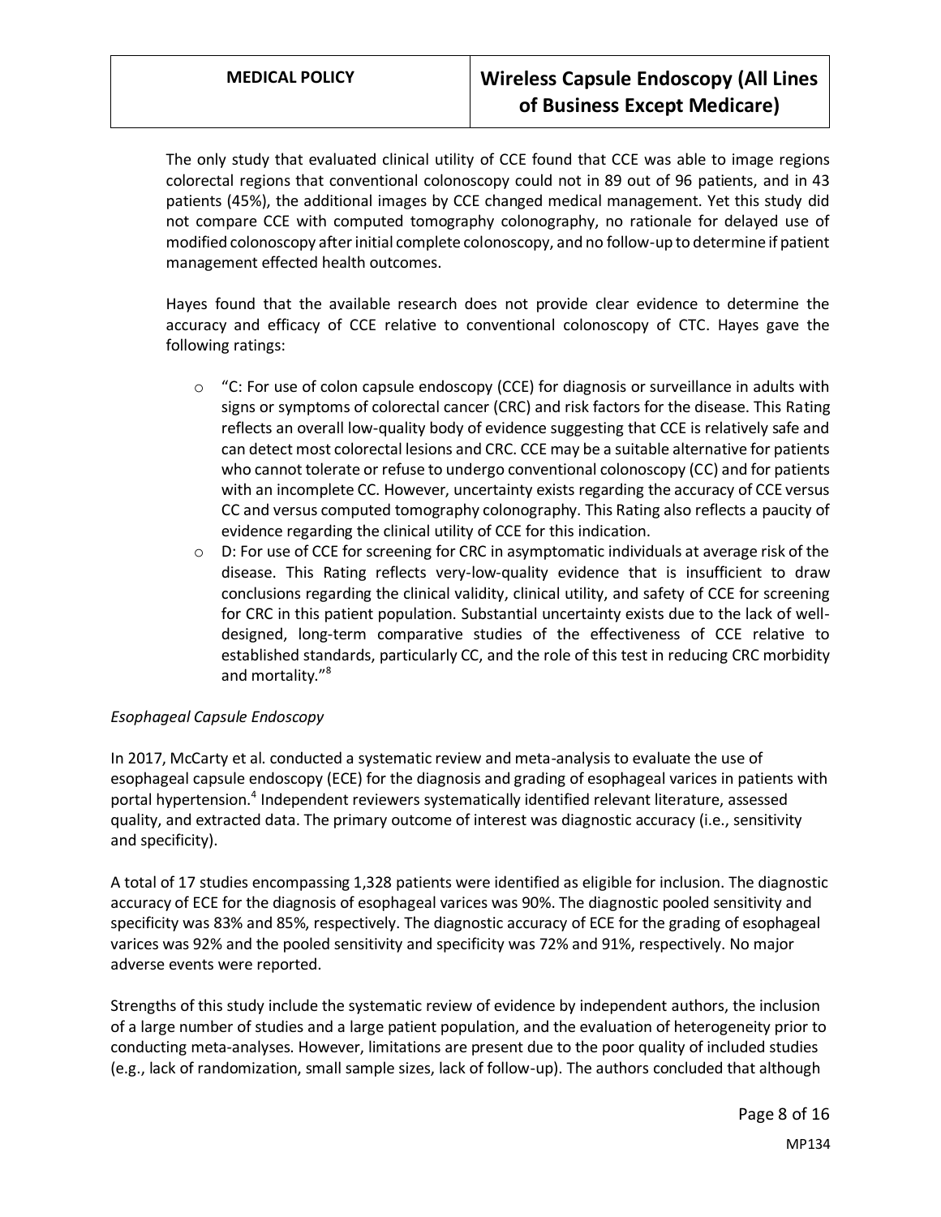The only study that evaluated clinical utility of CCE found that CCE was able to image regions colorectal regions that conventional colonoscopy could not in 89 out of 96 patients, and in 43 patients (45%), the additional images by CCE changed medical management. Yet this study did not compare CCE with computed tomography colonography, no rationale for delayed use of modified colonoscopy after initial complete colonoscopy, and no follow-up to determine if patient management effected health outcomes.

Hayes found that the available research does not provide clear evidence to determine the accuracy and efficacy of CCE relative to conventional colonoscopy of CTC. Hayes gave the following ratings:

- "C: For use of colon capsule endoscopy (CCE) for diagnosis or surveillance in adults with signs or symptoms of colorectal cancer (CRC) and risk factors for the disease. This Rating reflects an overall low-quality body of evidence suggesting that CCE is relatively safe and can detect most colorectal lesions and CRC. CCE may be a suitable alternative for patients who cannot tolerate or refuse to undergo conventional colonoscopy (CC) and for patients with an incomplete CC. However, uncertainty exists regarding the accuracy of CCE versus CC and versus computed tomography colonography. This Rating also reflects a paucity of evidence regarding the clinical utility of CCE for this indication.
- D: For use of CCE for screening for CRC in asymptomatic individuals at average risk of the disease. This Rating reflects very-low-quality evidence that is insufficient to draw conclusions regarding the clinical validity, clinical utility, and safety of CCE for screening for CRC in this patient population. Substantial uncertainty exists due to the lack of well-designed, long-term comparative studies of the effectiveness of CCE relative to established standards, particularly CC, and the role of this test in reducing CRC morbidity and mortality."[8]

*Esophageal Capsule Endoscopy*

In 2017, McCarty et al. conducted a systematic review and meta-analysis to evaluate the use of esophageal capsule endoscopy (ECE) for the diagnosis and grading of esophageal varices in patients with portal hypertension.[4] Independent reviewers systematically identified relevant literature, assessed quality, and extracted data. The primary outcome of interest was diagnostic accuracy (i.e., sensitivity and specificity).

A total of 17 studies encompassing 1,328 patients were identified as eligible for inclusion. The diagnostic accuracy of ECE for the diagnosis of esophageal varices was 90%. The diagnostic pooled sensitivity and specificity was 83% and 85%, respectively. The diagnostic accuracy of ECE for the grading of esophageal varices was 92% and the pooled sensitivity and specificity was 72% and 91%, respectively. No major adverse events were reported.

Strengths of this study include the systematic review of evidence by independent authors, the inclusion of a large number of studies and a large patient population, and the evaluation of heterogeneity prior to conducting meta-analyses. However, limitations are present due to the poor quality of included studies (e.g., lack of randomization, small sample sizes, lack of follow-up). The authors concluded that although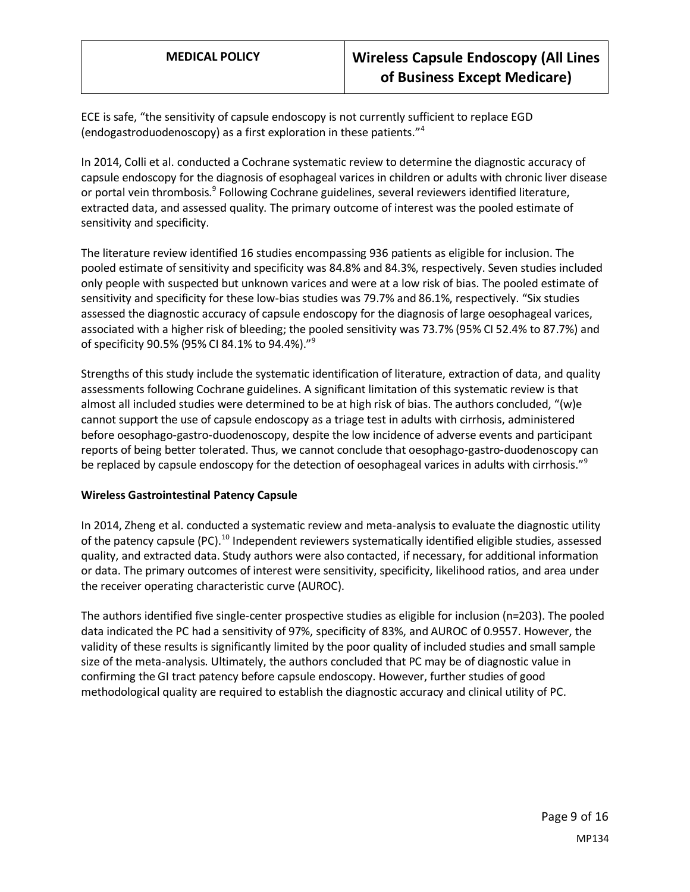ECE is safe, "the sensitivity of capsule endoscopy is not currently sufficient to replace EGD (endogastroduodenoscopy) as a first exploration in these patients."[4]

In 2014, Colli et al. conducted a Cochrane systematic review to determine the diagnostic accuracy of capsule endoscopy for the diagnosis of esophageal varices in children or adults with chronic liver disease or portal vein thrombosis.[9] Following Cochrane guidelines, several reviewers identified literature, extracted data, and assessed quality. The primary outcome of interest was the pooled estimate of sensitivity and specificity.

The literature review identified 16 studies encompassing 936 patients as eligible for inclusion. The pooled estimate of sensitivity and specificity was 84.8% and 84.3%, respectively. Seven studies included only people with suspected but unknown varices and were at a low risk of bias. The pooled estimate of sensitivity and specificity for these low-bias studies was 79.7% and 86.1%, respectively. "Six studies assessed the diagnostic accuracy of capsule endoscopy for the diagnosis of large oesophageal varices, associated with a higher risk of bleeding; the pooled sensitivity was 73.7% (95% CI 52.4% to 87.7%) and of specificity 90.5% (95% CI 84.1% to 94.4%)."[9]

Strengths of this study include the systematic identification of literature, extraction of data, and quality assessments following Cochrane guidelines. A significant limitation of this systematic review is that almost all included studies were determined to be at high risk of bias. The authors concluded, "(w)e cannot support the use of capsule endoscopy as a triage test in adults with cirrhosis, administered before oesophago-gastro-duodenoscopy, despite the low incidence of adverse events and participant reports of being better tolerated. Thus, we cannot conclude that oesophago-gastro-duodenoscopy can be replaced by capsule endoscopy for the detection of oesophageal varices in adults with cirrhosis."[9]

**Wireless Gastrointestinal Patency Capsule**

In 2014, Zheng et al. conducted a systematic review and meta-analysis to evaluate the diagnostic utility of the patency capsule (PC).[10] Independent reviewers systematically identified eligible studies, assessed quality, and extracted data. Study authors were also contacted, if necessary, for additional information or data. The primary outcomes of interest were sensitivity, specificity, likelihood ratios, and area under the receiver operating characteristic curve (AUROC).

The authors identified five single-center prospective studies as eligible for inclusion (n=203). The pooled data indicated the PC had a sensitivity of 97%, specificity of 83%, and AUROC of 0.9557. However, the validity of these results is significantly limited by the poor quality of included studies and small sample size of the meta-analysis. Ultimately, the authors concluded that PC may be of diagnostic value in confirming the GI tract patency before capsule endoscopy. However, further studies of good methodological quality are required to establish the diagnostic accuracy and clinical utility of PC.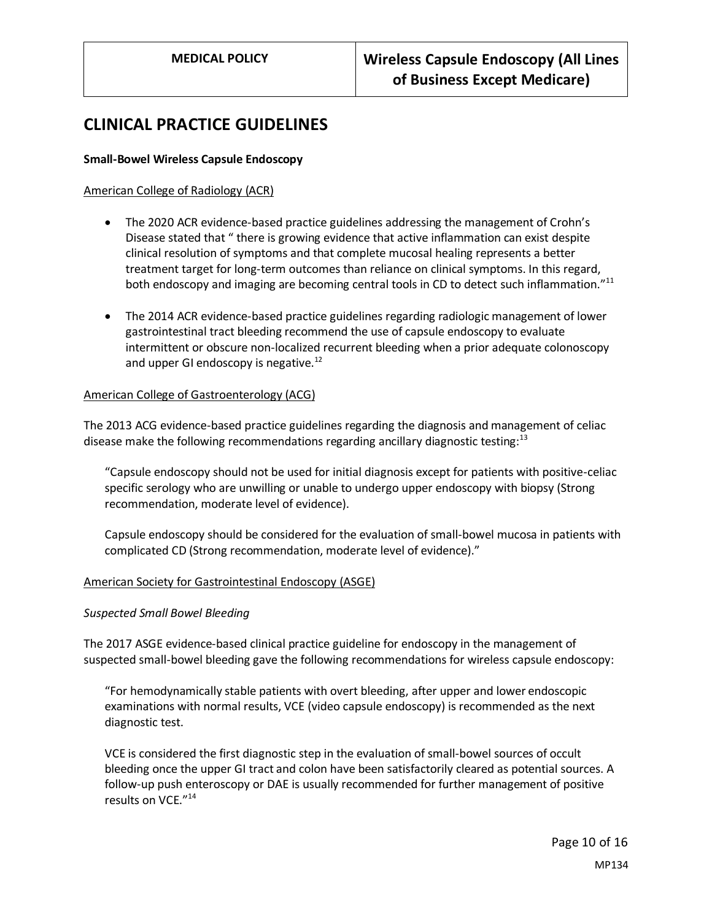## CLINICAL PRACTICE GUIDELINES

**Small-Bowel Wireless Capsule Endoscopy**

American College of Radiology (ACR)

- The 2020 ACR evidence-based practice guidelines addressing the management of Crohn's Disease stated that " there is growing evidence that active inflammation can exist despite clinical resolution of symptoms and that complete mucosal healing represents a better treatment target for long-term outcomes than reliance on clinical symptoms. In this regard, both endoscopy and imaging are becoming central tools in CD to detect such inflammation."[11]

- The 2014 ACR evidence-based practice guidelines regarding radiologic management of lower gastrointestinal tract bleeding recommend the use of capsule endoscopy to evaluate intermittent or obscure non-localized recurrent bleeding when a prior adequate colonoscopy and upper GI endoscopy is negative.[12]

American College of Gastroenterology (ACG)

The 2013 ACG evidence-based practice guidelines regarding the diagnosis and management of celiac disease make the following recommendations regarding ancillary diagnostic testing:[13]

> "Capsule endoscopy should not be used for initial diagnosis except for patients with positive-celiac specific serology who are unwilling or unable to undergo upper endoscopy with biopsy (Strong recommendation, moderate level of evidence).
>
> Capsule endoscopy should be considered for the evaluation of small-bowel mucosa in patients with complicated CD (Strong recommendation, moderate level of evidence)."

American Society for Gastrointestinal Endoscopy (ASGE)

*Suspected Small Bowel Bleeding*

The 2017 ASGE evidence-based clinical practice guideline for endoscopy in the management of suspected small-bowel bleeding gave the following recommendations for wireless capsule endoscopy:

> "For hemodynamically stable patients with overt bleeding, after upper and lower endoscopic examinations with normal results, VCE (video capsule endoscopy) is recommended as the next diagnostic test.
>
> VCE is considered the first diagnostic step in the evaluation of small-bowel sources of occult bleeding once the upper GI tract and colon have been satisfactorily cleared as potential sources. A follow-up push enteroscopy or DAE is usually recommended for further management of positive results on VCE."[14]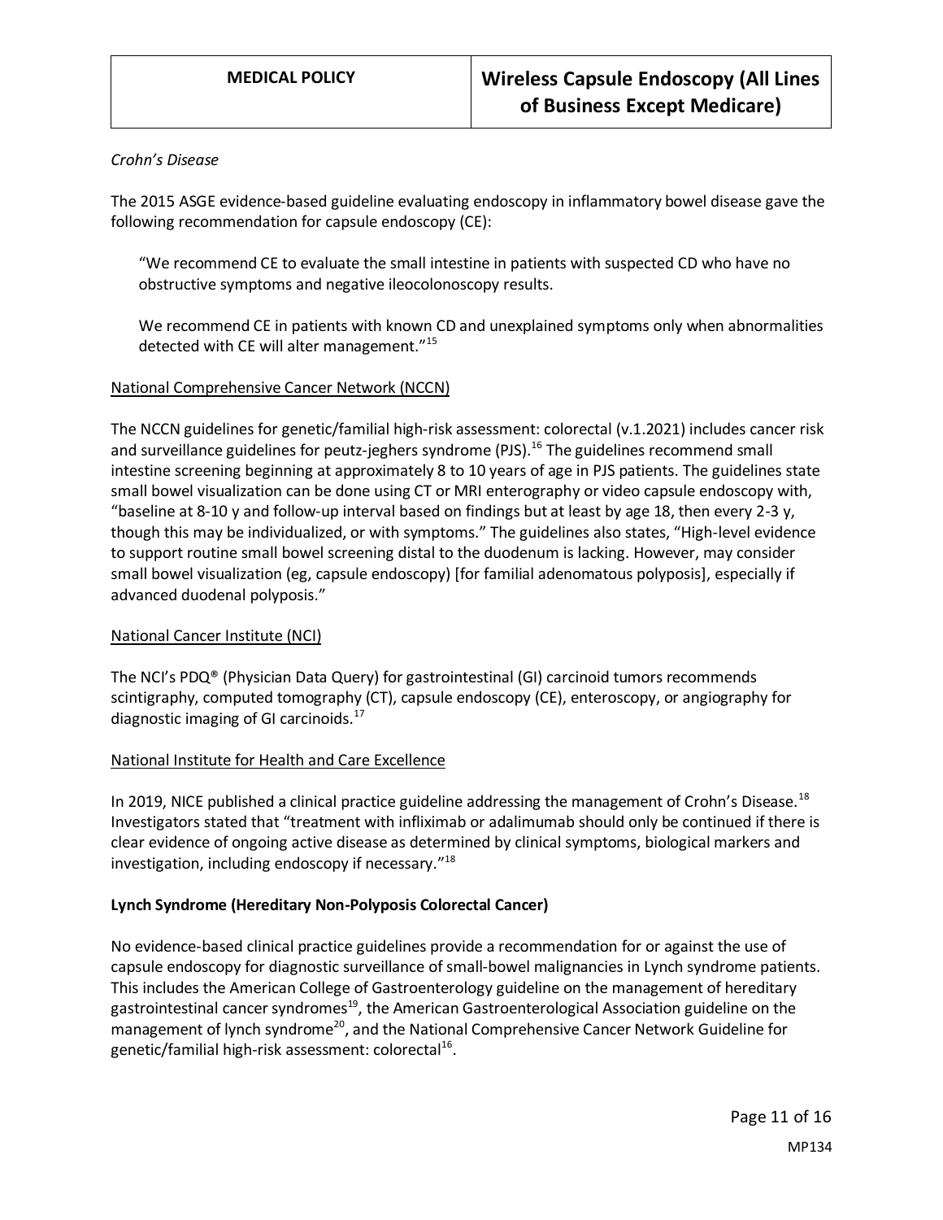*Crohn's Disease*

The 2015 ASGE evidence-based guideline evaluating endoscopy in inflammatory bowel disease gave the following recommendation for capsule endoscopy (CE):

> "We recommend CE to evaluate the small intestine in patients with suspected CD who have no obstructive symptoms and negative ileocolonoscopy results.
>
> We recommend CE in patients with known CD and unexplained symptoms only when abnormalities detected with CE will alter management."[15]

National Comprehensive Cancer Network (NCCN)

The NCCN guidelines for genetic/familial high-risk assessment: colorectal (v.1.2021) includes cancer risk and surveillance guidelines for peutz-jeghers syndrome (PJS).[16] The guidelines recommend small intestine screening beginning at approximately 8 to 10 years of age in PJS patients. The guidelines state small bowel visualization can be done using CT or MRI enterography or video capsule endoscopy with, "baseline at 8-10 y and follow-up interval based on findings but at least by age 18, then every 2-3 y, though this may be individualized, or with symptoms." The guidelines also states, "High-level evidence to support routine small bowel screening distal to the duodenum is lacking. However, may consider small bowel visualization (eg, capsule endoscopy) [for familial adenomatous polyposis], especially if advanced duodenal polyposis."

National Cancer Institute (NCI)

The NCI's PDQ® (Physician Data Query) for gastrointestinal (GI) carcinoid tumors recommends scintigraphy, computed tomography (CT), capsule endoscopy (CE), enteroscopy, or angiography for diagnostic imaging of GI carcinoids.[17]

National Institute for Health and Care Excellence

In 2019, NICE published a clinical practice guideline addressing the management of Crohn's Disease.[18] Investigators stated that "treatment with infliximab or adalimumab should only be continued if there is clear evidence of ongoing active disease as determined by clinical symptoms, biological markers and investigation, including endoscopy if necessary."[18]

**Lynch Syndrome (Hereditary Non-Polyposis Colorectal Cancer)**

No evidence-based clinical practice guidelines provide a recommendation for or against the use of capsule endoscopy for diagnostic surveillance of small-bowel malignancies in Lynch syndrome patients. This includes the American College of Gastroenterology guideline on the management of hereditary gastrointestinal cancer syndromes[19], the American Gastroenterological Association guideline on the management of lynch syndrome[20], and the National Comprehensive Cancer Network Guideline for genetic/familial high-risk assessment: colorectal[16].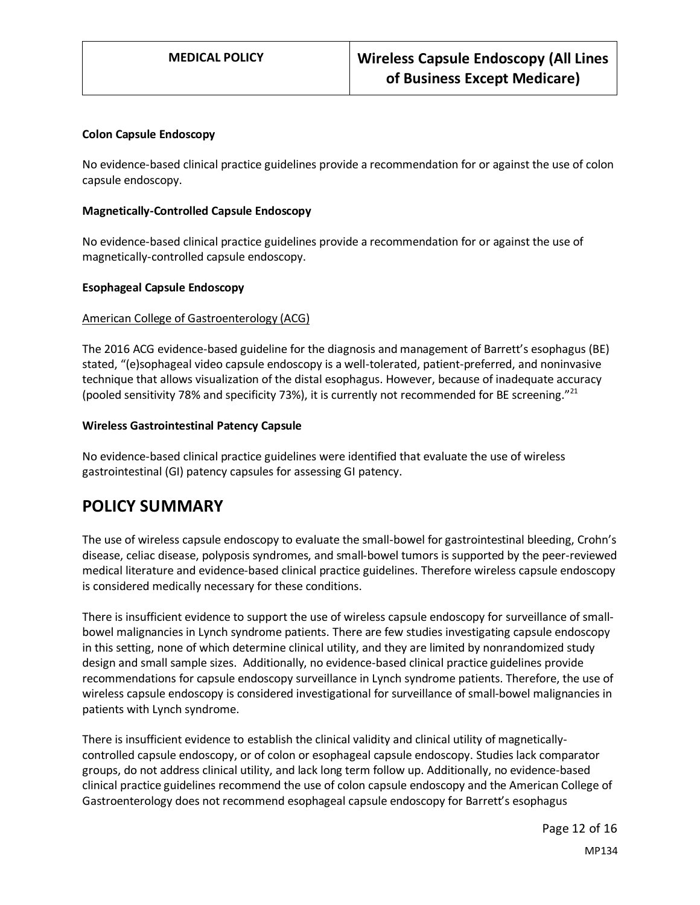**Colon Capsule Endoscopy**

No evidence-based clinical practice guidelines provide a recommendation for or against the use of colon capsule endoscopy.

**Magnetically-Controlled Capsule Endoscopy**

No evidence-based clinical practice guidelines provide a recommendation for or against the use of magnetically-controlled capsule endoscopy.

**Esophageal Capsule Endoscopy**

American College of Gastroenterology (ACG)

The 2016 ACG evidence-based guideline for the diagnosis and management of Barrett's esophagus (BE) stated, "(e)sophageal video capsule endoscopy is a well-tolerated, patient-preferred, and noninvasive technique that allows visualization of the distal esophagus. However, because of inadequate accuracy (pooled sensitivity 78% and specificity 73%), it is currently not recommended for BE screening."[21]

**Wireless Gastrointestinal Patency Capsule**

No evidence-based clinical practice guidelines were identified that evaluate the use of wireless gastrointestinal (GI) patency capsules for assessing GI patency.

# POLICY SUMMARY

The use of wireless capsule endoscopy to evaluate the small-bowel for gastrointestinal bleeding, Crohn's disease, celiac disease, polyposis syndromes, and small-bowel tumors is supported by the peer-reviewed medical literature and evidence-based clinical practice guidelines. Therefore wireless capsule endoscopy is considered medically necessary for these conditions.

There is insufficient evidence to support the use of wireless capsule endoscopy for surveillance of small-bowel malignancies in Lynch syndrome patients. There are few studies investigating capsule endoscopy in this setting, none of which determine clinical utility, and they are limited by nonrandomized study design and small sample sizes. Additionally, no evidence-based clinical practice guidelines provide recommendations for capsule endoscopy surveillance in Lynch syndrome patients. Therefore, the use of wireless capsule endoscopy is considered investigational for surveillance of small-bowel malignancies in patients with Lynch syndrome.

There is insufficient evidence to establish the clinical validity and clinical utility of magnetically-controlled capsule endoscopy, or of colon or esophageal capsule endoscopy. Studies lack comparator groups, do not address clinical utility, and lack long term follow up. Additionally, no evidence-based clinical practice guidelines recommend the use of colon capsule endoscopy and the American College of Gastroenterology does not recommend esophageal capsule endoscopy for Barrett's esophagus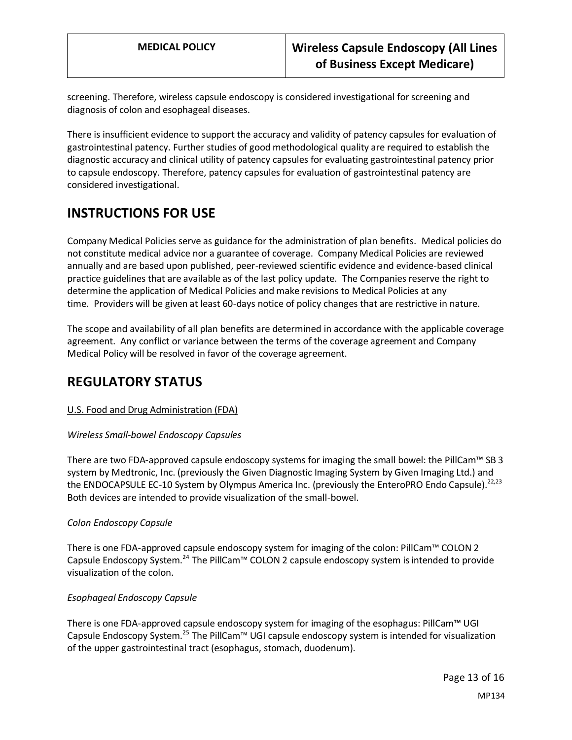screening. Therefore, wireless capsule endoscopy is considered investigational for screening and diagnosis of colon and esophageal diseases.

There is insufficient evidence to support the accuracy and validity of patency capsules for evaluation of gastrointestinal patency. Further studies of good methodological quality are required to establish the diagnostic accuracy and clinical utility of patency capsules for evaluating gastrointestinal patency prior to capsule endoscopy. Therefore, patency capsules for evaluation of gastrointestinal patency are considered investigational.

## INSTRUCTIONS FOR USE

Company Medical Policies serve as guidance for the administration of plan benefits. Medical policies do not constitute medical advice nor a guarantee of coverage. Company Medical Policies are reviewed annually and are based upon published, peer-reviewed scientific evidence and evidence-based clinical practice guidelines that are available as of the last policy update. The Companies reserve the right to determine the application of Medical Policies and make revisions to Medical Policies at any time. Providers will be given at least 60-days notice of policy changes that are restrictive in nature.

The scope and availability of all plan benefits are determined in accordance with the applicable coverage agreement. Any conflict or variance between the terms of the coverage agreement and Company Medical Policy will be resolved in favor of the coverage agreement.

## REGULATORY STATUS

U.S. Food and Drug Administration (FDA)

*Wireless Small-bowel Endoscopy Capsules*

There are two FDA-approved capsule endoscopy systems for imaging the small bowel: the PillCam™ SB 3 system by Medtronic, Inc. (previously the Given Diagnostic Imaging System by Given Imaging Ltd.) and the ENDOCAPSULE EC-10 System by Olympus America Inc. (previously the EnteroPRO Endo Capsule).[22,23] Both devices are intended to provide visualization of the small-bowel.

*Colon Endoscopy Capsule*

There is one FDA-approved capsule endoscopy system for imaging of the colon: PillCam™ COLON 2 Capsule Endoscopy System.[24] The PillCam™ COLON 2 capsule endoscopy system is intended to provide visualization of the colon.

*Esophageal Endoscopy Capsule*

There is one FDA-approved capsule endoscopy system for imaging of the esophagus: PillCam™ UGI Capsule Endoscopy System.[25] The PillCam™ UGI capsule endoscopy system is intended for visualization of the upper gastrointestinal tract (esophagus, stomach, duodenum).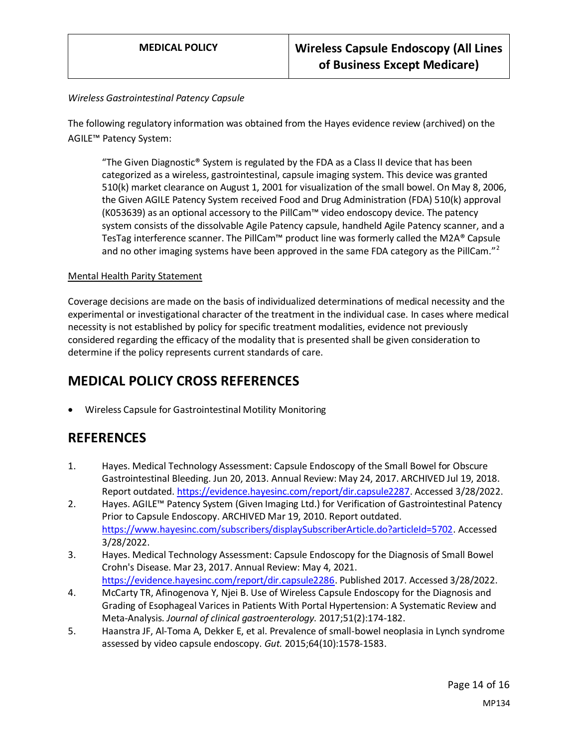*Wireless Gastrointestinal Patency Capsule*

The following regulatory information was obtained from the Hayes evidence review (archived) on the AGILE™ Patency System:

> "The Given Diagnostic® System is regulated by the FDA as a Class II device that has been categorized as a wireless, gastrointestinal, capsule imaging system. This device was granted 510(k) market clearance on August 1, 2001 for visualization of the small bowel. On May 8, 2006, the Given AGILE Patency System received Food and Drug Administration (FDA) 510(k) approval (K053639) as an optional accessory to the PillCam™ video endoscopy device. The patency system consists of the dissolvable Agile Patency capsule, handheld Agile Patency scanner, and a TesTag interference scanner. The PillCam™ product line was formerly called the M2A® Capsule and no other imaging systems have been approved in the same FDA category as the PillCam."[2]

Mental Health Parity Statement

Coverage decisions are made on the basis of individualized determinations of medical necessity and the experimental or investigational character of the treatment in the individual case. In cases where medical necessity is not established by policy for specific treatment modalities, evidence not previously considered regarding the efficacy of the modality that is presented shall be given consideration to determine if the policy represents current standards of care.

## MEDICAL POLICY CROSS REFERENCES

- Wireless Capsule for Gastrointestinal Motility Monitoring

## REFERENCES

1. Hayes. Medical Technology Assessment: Capsule Endoscopy of the Small Bowel for Obscure Gastrointestinal Bleeding. Jun 20, 2013. Annual Review: May 24, 2017. ARCHIVED Jul 19, 2018. Report outdated. https://evidence.hayesinc.com/report/dir.capsule2287. Accessed 3/28/2022.
2. Hayes. AGILE™ Patency System (Given Imaging Ltd.) for Verification of Gastrointestinal Patency Prior to Capsule Endoscopy. ARCHIVED Mar 19, 2010. Report outdated. https://www.hayesinc.com/subscribers/displaySubscriberArticle.do?articleId=5702. Accessed 3/28/2022.
3. Hayes. Medical Technology Assessment: Capsule Endoscopy for the Diagnosis of Small Bowel Crohn's Disease. Mar 23, 2017. Annual Review: May 4, 2021. https://evidence.hayesinc.com/report/dir.capsule2286. Published 2017. Accessed 3/28/2022.
4. McCarty TR, Afinogenova Y, Njei B. Use of Wireless Capsule Endoscopy for the Diagnosis and Grading of Esophageal Varices in Patients With Portal Hypertension: A Systematic Review and Meta-Analysis. *Journal of clinical gastroenterology.* 2017;51(2):174-182.
5. Haanstra JF, Al-Toma A, Dekker E, et al. Prevalence of small-bowel neoplasia in Lynch syndrome assessed by video capsule endoscopy. *Gut.* 2015;64(10):1578-1583.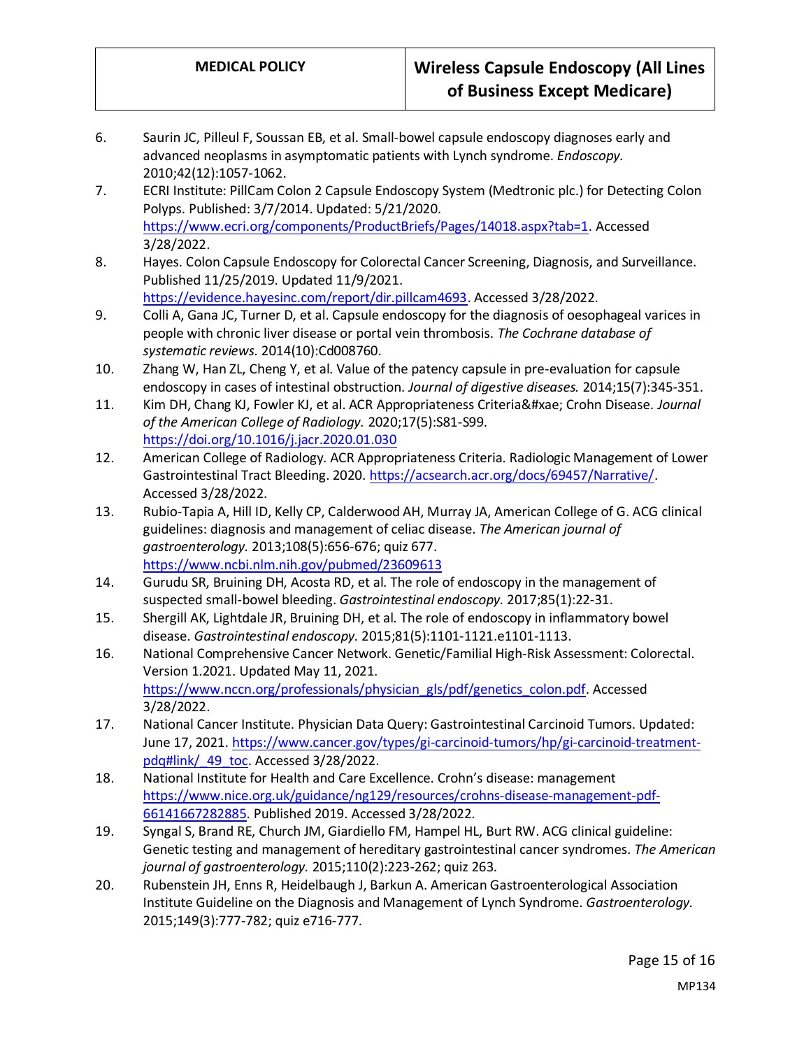6. Saurin JC, Pilleul F, Soussan EB, et al. Small-bowel capsule endoscopy diagnoses early and advanced neoplasms in asymptomatic patients with Lynch syndrome. *Endoscopy.* 2010;42(12):1057-1062.
7. ECRI Institute: PillCam Colon 2 Capsule Endoscopy System (Medtronic plc.) for Detecting Colon Polyps. Published: 3/7/2014. Updated: 5/21/2020. https://www.ecri.org/components/ProductBriefs/Pages/14018.aspx?tab=1. Accessed 3/28/2022.
8. Hayes. Colon Capsule Endoscopy for Colorectal Cancer Screening, Diagnosis, and Surveillance. Published 11/25/2019. Updated 11/9/2021. https://evidence.hayesinc.com/report/dir.pillcam4693. Accessed 3/28/2022.
9. Colli A, Gana JC, Turner D, et al. Capsule endoscopy for the diagnosis of oesophageal varices in people with chronic liver disease or portal vein thrombosis. *The Cochrane database of systematic reviews.* 2014(10):Cd008760.
10. Zhang W, Han ZL, Cheng Y, et al. Value of the patency capsule in pre-evaluation for capsule endoscopy in cases of intestinal obstruction. *Journal of digestive diseases.* 2014;15(7):345-351.
11. Kim DH, Chang KJ, Fowler KJ, et al. ACR Appropriateness Criteria&#xae; Crohn Disease. *Journal of the American College of Radiology.* 2020;17(5):S81-S99. https://doi.org/10.1016/j.jacr.2020.01.030
12. American College of Radiology. ACR Appropriateness Criteria. Radiologic Management of Lower Gastrointestinal Tract Bleeding. 2020. https://acsearch.acr.org/docs/69457/Narrative/. Accessed 3/28/2022.
13. Rubio-Tapia A, Hill ID, Kelly CP, Calderwood AH, Murray JA, American College of G. ACG clinical guidelines: diagnosis and management of celiac disease. *The American journal of gastroenterology.* 2013;108(5):656-676; quiz 677. https://www.ncbi.nlm.nih.gov/pubmed/23609613
14. Gurudu SR, Bruining DH, Acosta RD, et al. The role of endoscopy in the management of suspected small-bowel bleeding. *Gastrointestinal endoscopy.* 2017;85(1):22-31.
15. Shergill AK, Lightdale JR, Bruining DH, et al. The role of endoscopy in inflammatory bowel disease. *Gastrointestinal endoscopy.* 2015;81(5):1101-1121.e1101-1113.
16. National Comprehensive Cancer Network. Genetic/Familial High-Risk Assessment: Colorectal. Version 1.2021. Updated May 11, 2021. https://www.nccn.org/professionals/physician_gls/pdf/genetics_colon.pdf. Accessed 3/28/2022.
17. National Cancer Institute. Physician Data Query: Gastrointestinal Carcinoid Tumors. Updated: June 17, 2021. https://www.cancer.gov/types/gi-carcinoid-tumors/hp/gi-carcinoid-treatment-pdq#link/_49_toc. Accessed 3/28/2022.
18. National Institute for Health and Care Excellence. Crohn's disease: management https://www.nice.org.uk/guidance/ng129/resources/crohns-disease-management-pdf-66141667282885. Published 2019. Accessed 3/28/2022.
19. Syngal S, Brand RE, Church JM, Giardiello FM, Hampel HL, Burt RW. ACG clinical guideline: Genetic testing and management of hereditary gastrointestinal cancer syndromes. *The American journal of gastroenterology.* 2015;110(2):223-262; quiz 263.
20. Rubenstein JH, Enns R, Heidelbaugh J, Barkun A. American Gastroenterological Association Institute Guideline on the Diagnosis and Management of Lynch Syndrome. *Gastroenterology.* 2015;149(3):777-782; quiz e716-777.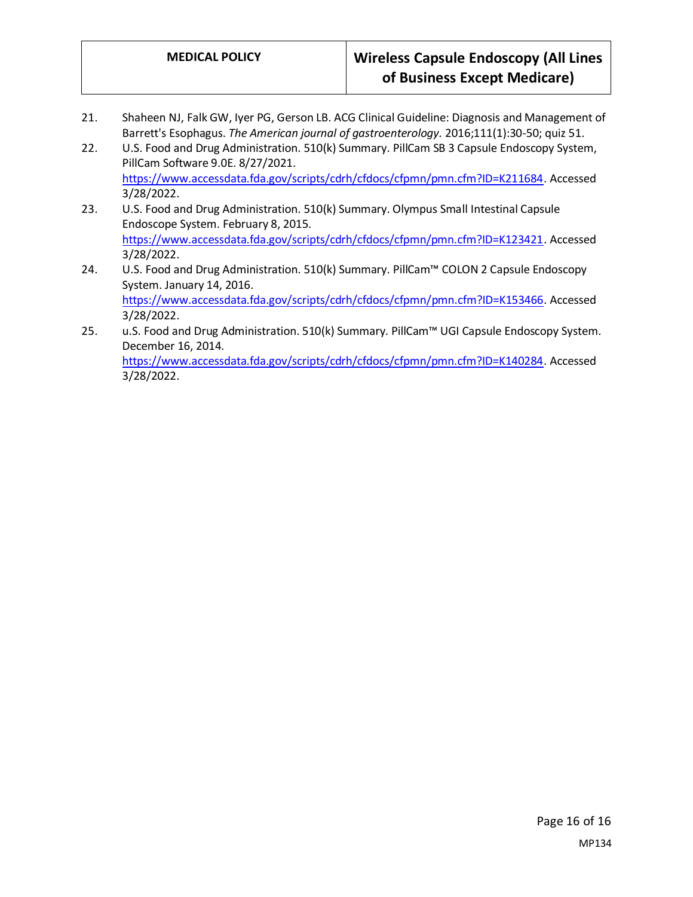21. Shaheen NJ, Falk GW, Iyer PG, Gerson LB. ACG Clinical Guideline: Diagnosis and Management of Barrett's Esophagus. *The American journal of gastroenterology*. 2016;111(1):30-50; quiz 51.
22. U.S. Food and Drug Administration. 510(k) Summary. PillCam SB 3 Capsule Endoscopy System, PillCam Software 9.0E. 8/27/2021. https://www.accessdata.fda.gov/scripts/cdrh/cfdocs/cfpmn/pmn.cfm?ID=K211684. Accessed 3/28/2022.
23. U.S. Food and Drug Administration. 510(k) Summary. Olympus Small Intestinal Capsule Endoscope System. February 8, 2015. https://www.accessdata.fda.gov/scripts/cdrh/cfdocs/cfpmn/pmn.cfm?ID=K123421. Accessed 3/28/2022.
24. U.S. Food and Drug Administration. 510(k) Summary. PillCam™ COLON 2 Capsule Endoscopy System. January 14, 2016. https://www.accessdata.fda.gov/scripts/cdrh/cfdocs/cfpmn/pmn.cfm?ID=K153466. Accessed 3/28/2022.
25. u.S. Food and Drug Administration. 510(k) Summary. PillCam™ UGI Capsule Endoscopy System. December 16, 2014. https://www.accessdata.fda.gov/scripts/cdrh/cfdocs/cfpmn/pmn.cfm?ID=K140284. Accessed 3/28/2022.